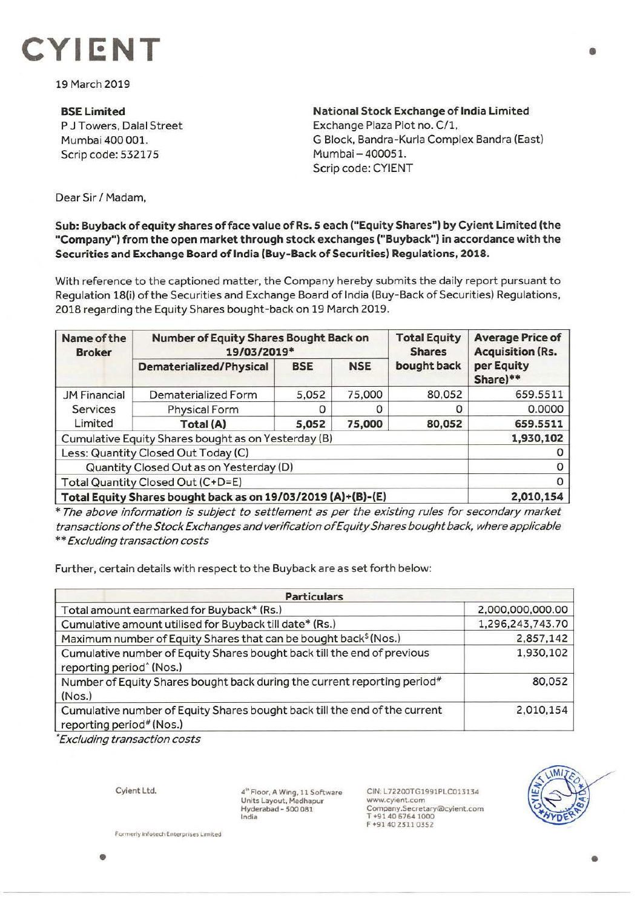# CYIENT

19 March 2019

**BSE Limited**
P J Towers, Dalal Street
Mumbai 400 001.
Scrip code: 532175

**National Stock Exchange of India Limited**
Exchange Plaza Plot no. C/1,
G Block, Bandra-Kurla Complex Bandra (East)
Mumbai – 400051.
Scrip code: CYIENT

Dear Sir / Madam,

**Sub: Buyback of equity shares of face value of Rs. 5 each ("Equity Shares") by Cyient Limited (the "Company") from the open market through stock exchanges ("Buyback") in accordance with the Securities and Exchange Board of India (Buy-Back of Securities) Regulations, 2018.**

With reference to the captioned matter, the Company hereby submits the daily report pursuant to Regulation 18(i) of the Securities and Exchange Board of India (Buy-Back of Securities) Regulations, 2018 regarding the Equity Shares bought-back on 19 March 2019.

| Name of the Broker | Number of Equity Shares Bought Back on 19/03/2019* | | | Total Equity Shares bought back | Average Price of Acquisition (Rs. per Equity Share)** |
|---|---|---|---|---|---|
| | Dematerialized/Physical | BSE | NSE | | |
| JM Financial Services Limited | Dematerialized Form | 5,052 | 75,000 | 80,052 | 659.5511 |
| | Physical Form | 0 | 0 | 0 | 0.0000 |
| | **Total (A)** | **5,052** | **75,000** | **80,052** | **659.5511** |
| Cumulative Equity Shares bought as on Yesterday (B) | | | | | **1,930,102** |
| Less: Quantity Closed Out Today (C) | | | | | 0 |
| Quantity Closed Out as on Yesterday (D) | | | | | 0 |
| Total Quantity Closed Out (C+D=E) | | | | | 0 |
| **Total Equity Shares bought back as on 19/03/2019 (A)+(B)-(E)** | | | | | **2,010,154** |

*\* The above information is subject to settlement as per the existing rules for secondary market transactions of the Stock Exchanges and verification of Equity Shares bought back, where applicable*
*\*\* Excluding transaction costs*

Further, certain details with respect to the Buyback are as set forth below:

| Particulars | |
|---|---|
| Total amount earmarked for Buyback* (Rs.) | 2,000,000,000.00 |
| Cumulative amount utilised for Buyback till date* (Rs.) | 1,296,243,743.70 |
| Maximum number of Equity Shares that can be bought back$ (Nos.) | 2,857,142 |
| Cumulative number of Equity Shares bought back till the end of previous reporting period^ (Nos.) | 1,930,102 |
| Number of Equity Shares bought back during the current reporting period# (Nos.) | 80,052 |
| Cumulative number of Equity Shares bought back till the end of the current reporting period# (Nos.) | 2,010,154 |

*\*Excluding transaction costs*

Cyient Ltd.
Formerly Infotech Enterprises Limited

4th Floor, A Wing, 11 Software Units Layout, Madhapur
Hyderabad - 500 081
India

CIN: L72200TG1991PLC013134
www.cyient.com
Company.Secretary@cyient.com
T +91 40 6764 1000
F +91 40 2311 0352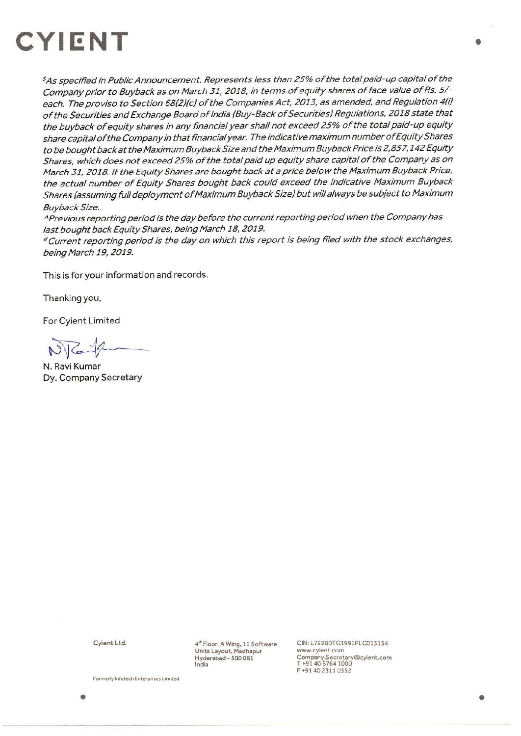# CYIENT

*$As specified in Public Announcement. Represents less than 25% of the total paid-up capital of the Company prior to Buyback as on March 31, 2018, in terms of equity shares of face value of Rs. 5/- each. The proviso to Section 68(2)(c) of the Companies Act, 2013, as amended, and Regulation 4(i) of the Securities and Exchange Board of India (Buy-Back of Securities) Regulations, 2018 state that the buyback of equity shares in any financial year shall not exceed 25% of the total paid-up equity share capital of the Company in that financial year. The indicative maximum number of Equity Shares to be bought back at the Maximum Buyback Size and the Maximum Buyback Price is 2,857,142 Equity Shares, which does not exceed 25% of the total paid up equity share capital of the Company as on March 31, 2018. If the Equity Shares are bought back at a price below the Maximum Buyback Price, the actual number of Equity Shares bought back could exceed the indicative Maximum Buyback Shares (assuming full deployment of Maximum Buyback Size) but will always be subject to Maximum Buyback Size.*

*^Previous reporting period is the day before the current reporting period when the Company has last bought back Equity Shares, being March 18, 2019.*

*#Current reporting period is the day on which this report is being filed with the stock exchanges, being March 19, 2019.*

This is for your information and records.

Thanking you,

For Cyient Limited

N. Ravi Kumar
Dy. Company Secretary

Cyient Ltd.

4th Floor, A Wing, 11 Software Units Layout, Madhapur
Hyderabad - 500 081
India

CIN: L72200TG1991PLC013134
www.cyient.com
Company.Secretary@cyient.com
T +91 40 6764 1000
F +91 40 2311 0352

Formerly Infotech Enterprises Limited